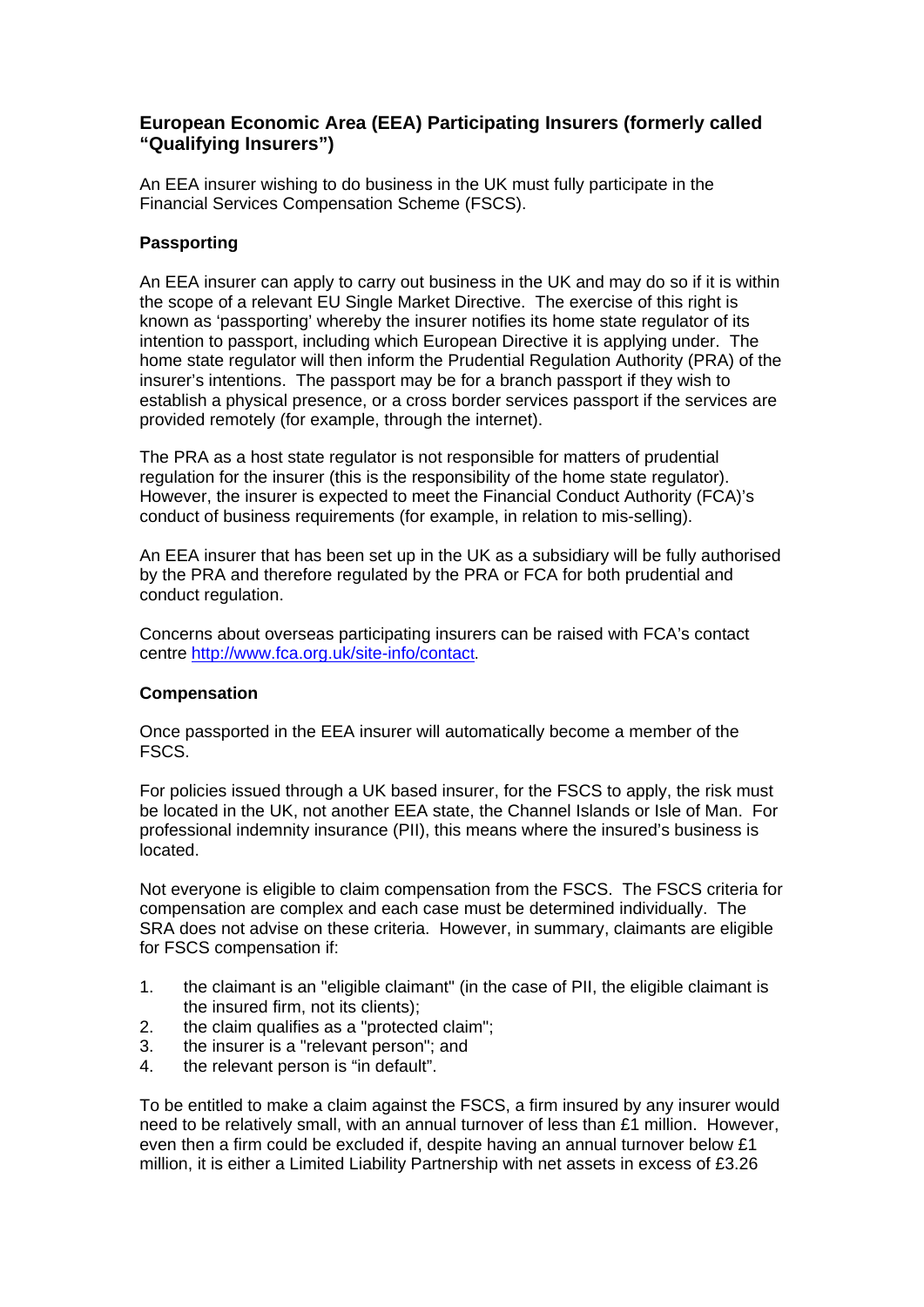## European Economic Area (EEA) Participating Insurers (formerly called "Qualifying Insurers")

An EEA insurer wishing to do business in the UK must fully participate in the Financial Services Compensation Scheme (FSCS).

### Passporting

An EEA insurer can apply to carry out business in the UK and may do so if it is within the scope of a relevant EU Single Market Directive. The exercise of this right is known as 'passporting' whereby the insurer notifies its home state regulator of its intention to passport, including which European Directive it is applying under. The home state regulator will then inform the Prudential Regulation Authority (PRA) of the insurer's intentions. The passport may be for a branch passport if they wish to establish a physical presence, or a cross border services passport if the services are provided remotely (for example, through the internet).

The PRA as a host state regulator is not responsible for matters of prudential regulation for the insurer (this is the responsibility of the home state regulator). However, the insurer is expected to meet the Financial Conduct Authority (FCA)'s conduct of business requirements (for example, in relation to mis-selling).

An EEA insurer that has been set up in the UK as a subsidiary will be fully authorised by the PRA and therefore regulated by the PRA or FCA for both prudential and conduct regulation.

Concerns about overseas participating insurers can be raised with FCA's contact centre [http://www.fca.org.uk/site-info/contact](http://www.fca.org.uk/site-info/contact).

### Compensation

Once passported in the EEA insurer will automatically become a member of the FSCS.

For policies issued through a UK based insurer, for the FSCS to apply, the risk must be located in the UK, not another EEA state, the Channel Islands or Isle of Man. For professional indemnity insurance (PII), this means where the insured's business is located.

Not everyone is eligible to claim compensation from the FSCS. The FSCS criteria for compensation are complex and each case must be determined individually. The SRA does not advise on these criteria. However, in summary, claimants are eligible for FSCS compensation if:

1. the claimant is an "eligible claimant" (in the case of PII, the eligible claimant is the insured firm, not its clients);
2. the claim qualifies as a "protected claim";
3. the insurer is a "relevant person"; and
4. the relevant person is "in default".

To be entitled to make a claim against the FSCS, a firm insured by any insurer would need to be relatively small, with an annual turnover of less than £1 million. However, even then a firm could be excluded if, despite having an annual turnover below £1 million, it is either a Limited Liability Partnership with net assets in excess of £3.26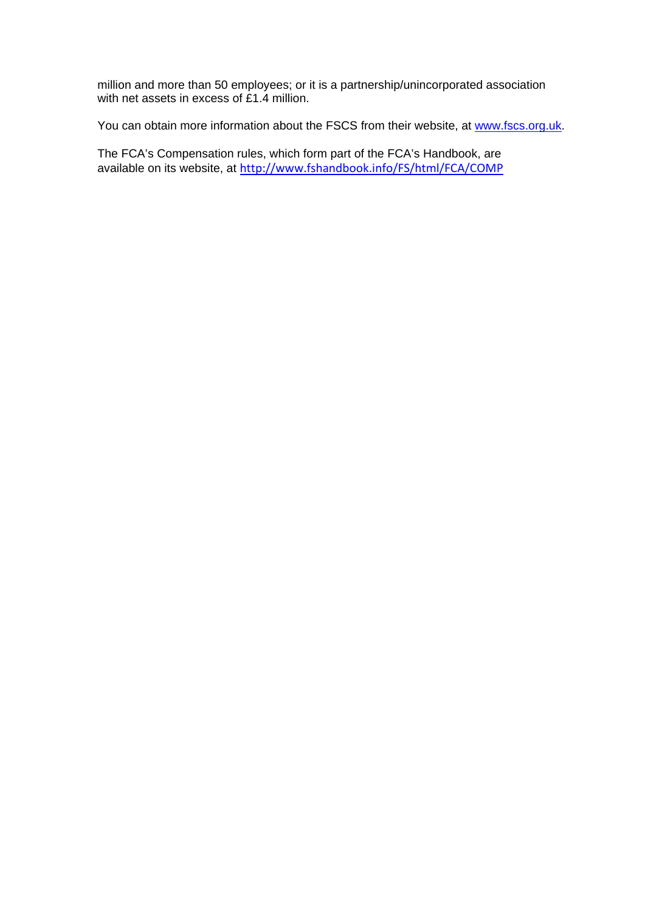million and more than 50 employees; or it is a partnership/unincorporated association with net assets in excess of £1.4 million.

You can obtain more information about the FSCS from their website, at [www.fscs.org.uk](http://www.fscs.org.uk).

The FCA's Compensation rules, which form part of the FCA's Handbook, are available on its website, at [http://www.fshandbook.info/FS/html/FCA/COMP](http://www.fshandbook.info/FS/html/FCA/COMP)